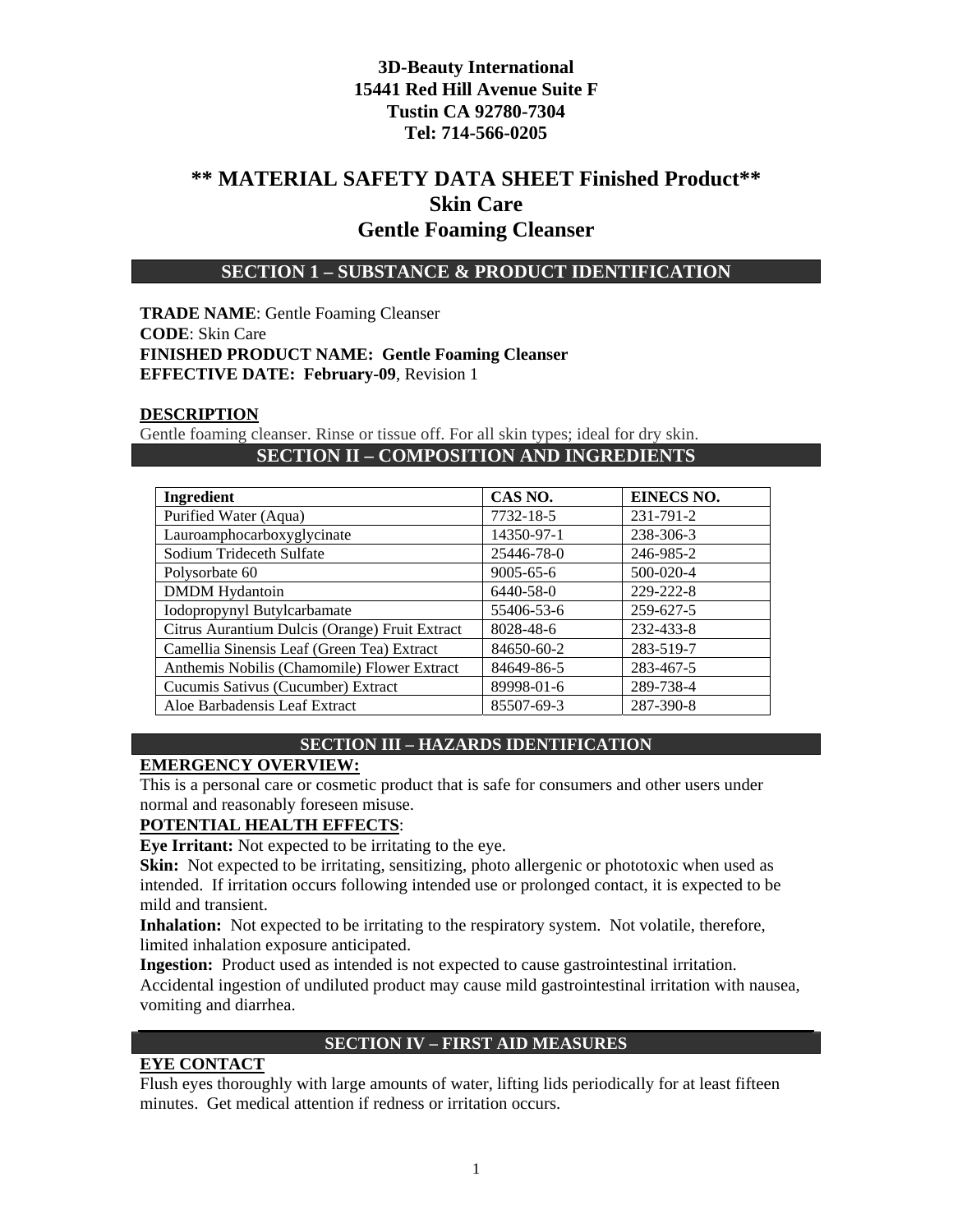**3D-Beauty International**
**15441 Red Hill Avenue Suite F**
**Tustin CA 92780-7304**
**Tel: 714-566-0205**

# ** MATERIAL SAFETY DATA SHEET Finished Product**
# Skin Care
# Gentle Foaming Cleanser

## SECTION 1 – SUBSTANCE & PRODUCT IDENTIFICATION

**TRADE NAME**: Gentle Foaming Cleanser
**CODE**: Skin Care
**FINISHED PRODUCT NAME: Gentle Foaming Cleanser**
**EFFECTIVE DATE: February-09**, Revision 1

**DESCRIPTION**
Gentle foaming cleanser. Rinse or tissue off. For all skin types; ideal for dry skin.

## SECTION II – COMPOSITION AND INGREDIENTS

| Ingredient | CAS NO. | EINECS NO. |
|---|---|---|
| Purified Water (Aqua) | 7732-18-5 | 231-791-2 |
| Lauroamphocarboxyglycinate | 14350-97-1 | 238-306-3 |
| Sodium Trideceth Sulfate | 25446-78-0 | 246-985-2 |
| Polysorbate 60 | 9005-65-6 | 500-020-4 |
| DMDM Hydantoin | 6440-58-0 | 229-222-8 |
| Iodopropynyl Butylcarbamate | 55406-53-6 | 259-627-5 |
| Citrus Aurantium Dulcis (Orange) Fruit Extract | 8028-48-6 | 232-433-8 |
| Camellia Sinensis Leaf (Green Tea) Extract | 84650-60-2 | 283-519-7 |
| Anthemis Nobilis (Chamomile) Flower Extract | 84649-86-5 | 283-467-5 |
| Cucumis Sativus (Cucumber) Extract | 89998-01-6 | 289-738-4 |
| Aloe Barbadensis Leaf Extract | 85507-69-3 | 287-390-8 |

## SECTION III – HAZARDS IDENTIFICATION

**EMERGENCY OVERVIEW:**
This is a personal care or cosmetic product that is safe for consumers and other users under normal and reasonably foreseen misuse.

**POTENTIAL HEALTH EFFECTS**:
**Eye Irritant:** Not expected to be irritating to the eye.
**Skin:** Not expected to be irritating, sensitizing, photo allergenic or phototoxic when used as intended. If irritation occurs following intended use or prolonged contact, it is expected to be mild and transient.
**Inhalation:** Not expected to be irritating to the respiratory system. Not volatile, therefore, limited inhalation exposure anticipated.
**Ingestion:** Product used as intended is not expected to cause gastrointestinal irritation. Accidental ingestion of undiluted product may cause mild gastrointestinal irritation with nausea, vomiting and diarrhea.

## SECTION IV – FIRST AID MEASURES

**EYE CONTACT**
Flush eyes thoroughly with large amounts of water, lifting lids periodically for at least fifteen minutes. Get medical attention if redness or irritation occurs.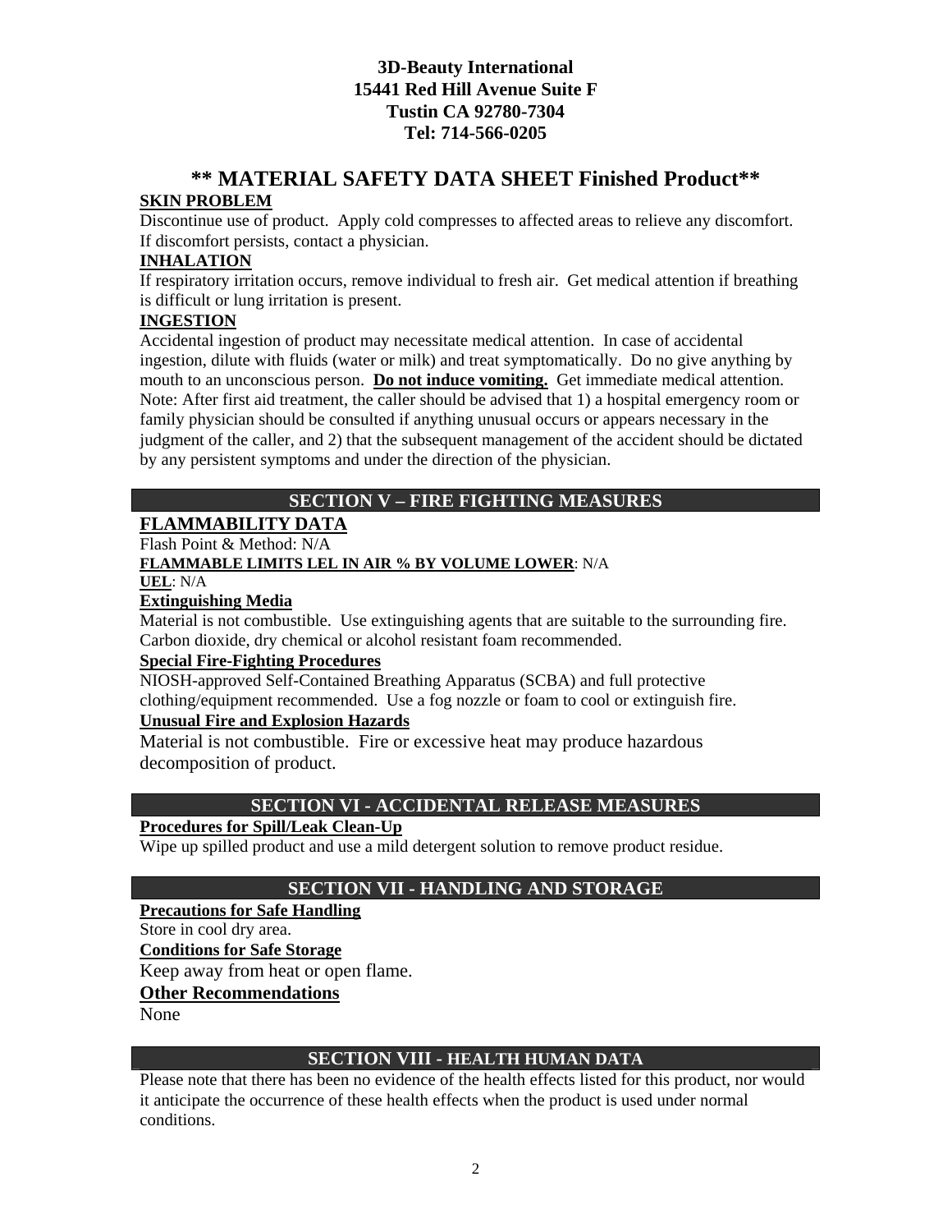**3D-Beauty International**
**15441 Red Hill Avenue Suite F**
**Tustin CA 92780-7304**
**Tel: 714-566-0205**

# ** MATERIAL SAFETY DATA SHEET Finished Product**

**SKIN PROBLEM**

Discontinue use of product. Apply cold compresses to affected areas to relieve any discomfort. If discomfort persists, contact a physician.

**INHALATION**

If respiratory irritation occurs, remove individual to fresh air. Get medical attention if breathing is difficult or lung irritation is present.

**INGESTION**

Accidental ingestion of product may necessitate medical attention. In case of accidental ingestion, dilute with fluids (water or milk) and treat symptomatically. Do no give anything by mouth to an unconscious person. **Do not induce vomiting.** Get immediate medical attention. Note: After first aid treatment, the caller should be advised that 1) a hospital emergency room or family physician should be consulted if anything unusual occurs or appears necessary in the judgment of the caller, and 2) that the subsequent management of the accident should be dictated by any persistent symptoms and under the direction of the physician.

## SECTION V – FIRE FIGHTING MEASURES

**FLAMMABILITY DATA**

Flash Point & Method: N/A

**FLAMMABLE LIMITS LEL IN AIR % BY VOLUME LOWER**: N/A

**UEL**: N/A

**Extinguishing Media**

Material is not combustible. Use extinguishing agents that are suitable to the surrounding fire. Carbon dioxide, dry chemical or alcohol resistant foam recommended.

**Special Fire-Fighting Procedures**

NIOSH-approved Self-Contained Breathing Apparatus (SCBA) and full protective clothing/equipment recommended. Use a fog nozzle or foam to cool or extinguish fire.

**Unusual Fire and Explosion Hazards**

Material is not combustible. Fire or excessive heat may produce hazardous decomposition of product.

## SECTION VI - ACCIDENTAL RELEASE MEASURES

**Procedures for Spill/Leak Clean-Up**

Wipe up spilled product and use a mild detergent solution to remove product residue.

## SECTION VII - HANDLING AND STORAGE

**Precautions for Safe Handling**

Store in cool dry area.

**Conditions for Safe Storage**

Keep away from heat or open flame.

**Other Recommendations**

None

## SECTION VIII - HEALTH HUMAN DATA

Please note that there has been no evidence of the health effects listed for this product, nor would it anticipate the occurrence of these health effects when the product is used under normal conditions.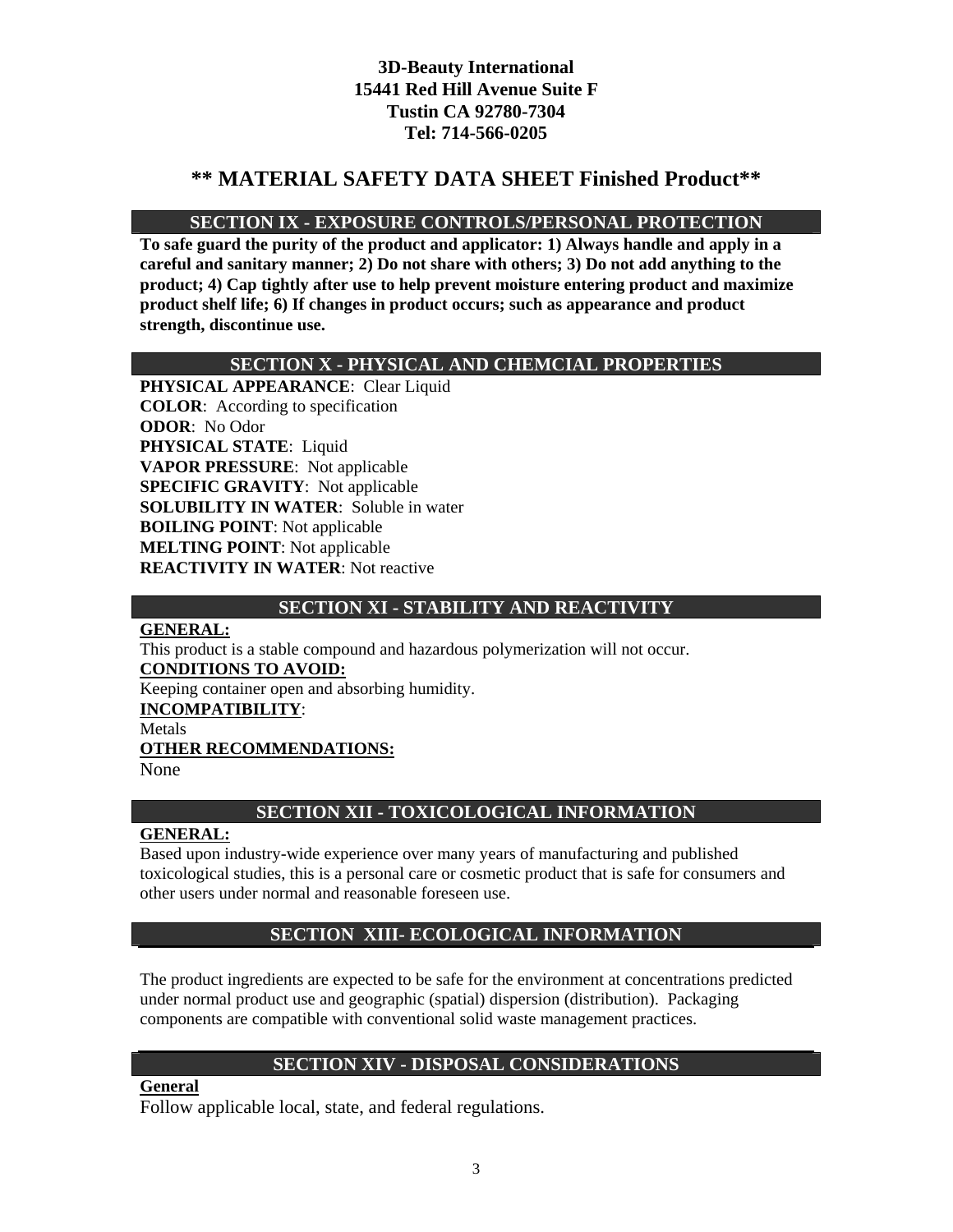**3D-Beauty International**
**15441 Red Hill Avenue Suite F**
**Tustin CA 92780-7304**
**Tel: 714-566-0205**

# ** MATERIAL SAFETY DATA SHEET Finished Product**

## SECTION IX - EXPOSURE CONTROLS/PERSONAL PROTECTION

**To safe guard the purity of the product and applicator: 1) Always handle and apply in a careful and sanitary manner; 2) Do not share with others; 3) Do not add anything to the product; 4) Cap tightly after use to help prevent moisture entering product and maximize product shelf life; 6) If changes in product occurs; such as appearance and product strength, discontinue use.**

## SECTION X - PHYSICAL AND CHEMCIAL PROPERTIES

**PHYSICAL APPEARANCE**: Clear Liquid
**COLOR**: According to specification
**ODOR**: No Odor
**PHYSICAL STATE**: Liquid
**VAPOR PRESSURE**: Not applicable
**SPECIFIC GRAVITY**: Not applicable
**SOLUBILITY IN WATER**: Soluble in water
**BOILING POINT**: Not applicable
**MELTING POINT**: Not applicable
**REACTIVITY IN WATER**: Not reactive

## SECTION XI - STABILITY AND REACTIVITY

**GENERAL:**
This product is a stable compound and hazardous polymerization will not occur.
**CONDITIONS TO AVOID:**
Keeping container open and absorbing humidity.
**INCOMPATIBILITY**:
Metals
**OTHER RECOMMENDATIONS:**
None

## SECTION XII - TOXICOLOGICAL INFORMATION

**GENERAL:**
Based upon industry-wide experience over many years of manufacturing and published toxicological studies, this is a personal care or cosmetic product that is safe for consumers and other users under normal and reasonable foreseen use.

## SECTION XIII- ECOLOGICAL INFORMATION

The product ingredients are expected to be safe for the environment at concentrations predicted under normal product use and geographic (spatial) dispersion (distribution). Packaging components are compatible with conventional solid waste management practices.

## SECTION XIV - DISPOSAL CONSIDERATIONS

**General**
Follow applicable local, state, and federal regulations.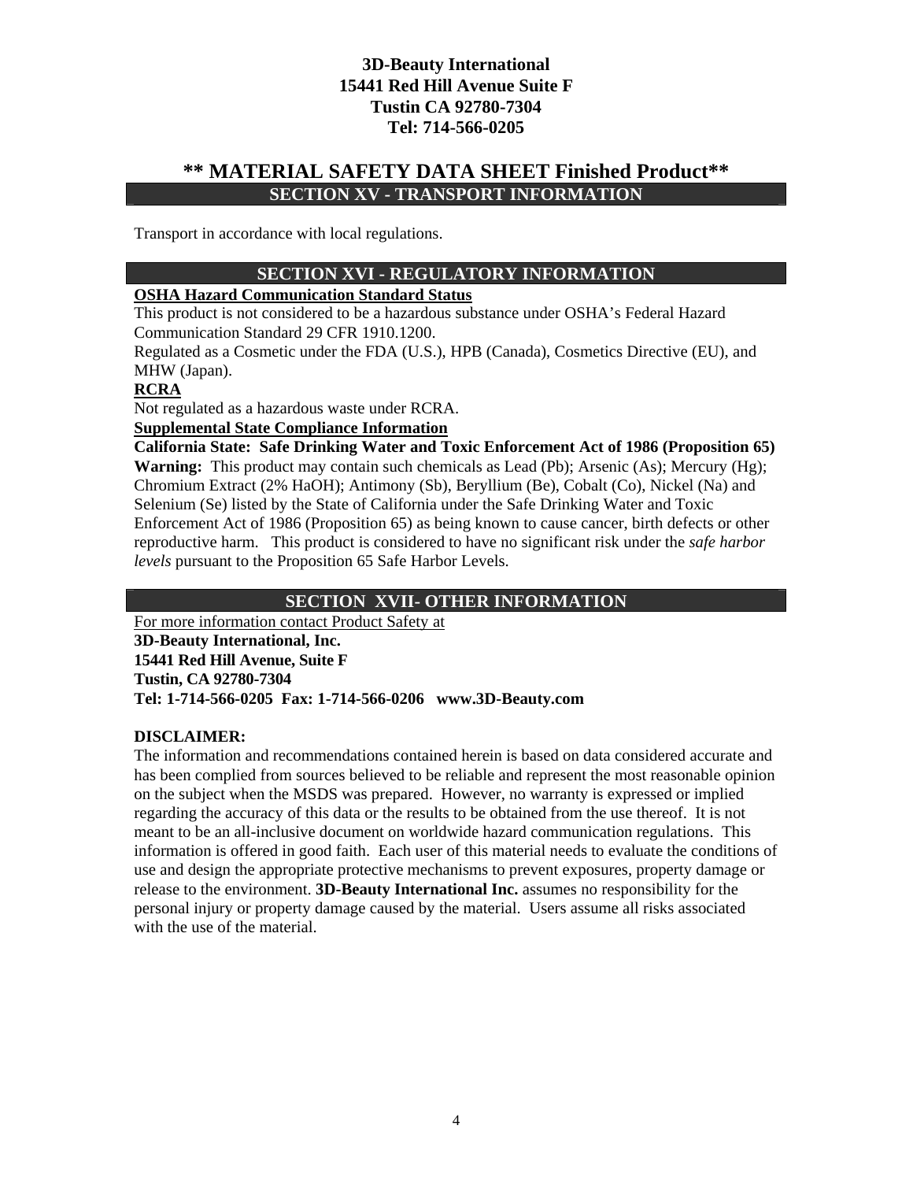**3D-Beauty International**
**15441 Red Hill Avenue Suite F**
**Tusti CA 92780-7304**
**Tel: 714-566-0205**

# ** MATERIAL SAFETY DATA SHEET Finished Product**

## SECTION XV - TRANSPORT INFORMATION

Transport in accordance with local regulations.

## SECTION XVI - REGULATORY INFORMATION

**OSHA Hazard Communication Standard Status**

This product is not considered to be a hazardous substance under OSHA's Federal Hazard Communication Standard 29 CFR 1910.1200.

Regulated as a Cosmetic under the FDA (U.S.), HPB (Canada), Cosmetics Directive (EU), and MHW (Japan).

**RCRA**

Not regulated as a hazardous waste under RCRA.

**Supplemental State Compliance Information**

**California State: Safe Drinking Water and Toxic Enforcement Act of 1986 (Proposition 65)**

**Warning:** This product may contain such chemicals as Lead (Pb); Arsenic (As); Mercury (Hg); Chromium Extract (2% HaOH); Antimony (Sb), Beryllium (Be), Cobalt (Co), Nickel (Na) and Selenium (Se) listed by the State of California under the Safe Drinking Water and Toxic Enforcement Act of 1986 (Proposition 65) as being known to cause cancer, birth defects or other reproductive harm. This product is considered to have no significant risk under the *safe harbor levels* pursuant to the Proposition 65 Safe Harbor Levels.

## SECTION XVII- OTHER INFORMATION

For more information contact Product Safety at

**3D-Beauty International, Inc.**
**15441 Red Hill Avenue, Suite F**
**Tustin, CA 92780-7304**
**Tel: 1-714-566-0205 Fax: 1-714-566-0206 www.3D-Beauty.com**

**DISCLAIMER:**

The information and recommendations contained herein is based on data considered accurate and has been complied from sources believed to be reliable and represent the most reasonable opinion on the subject when the MSDS was prepared. However, no warranty is expressed or implied regarding the accuracy of this data or the results to be obtained from the use thereof. It is not meant to be an all-inclusive document on worldwide hazard communication regulations. This information is offered in good faith. Each user of this material needs to evaluate the conditions of use and design the appropriate protective mechanisms to prevent exposures, property damage or release to the environment. **3D-Beauty International Inc.** assumes no responsibility for the personal injury or property damage caused by the material. Users assume all risks associated with the use of the material.